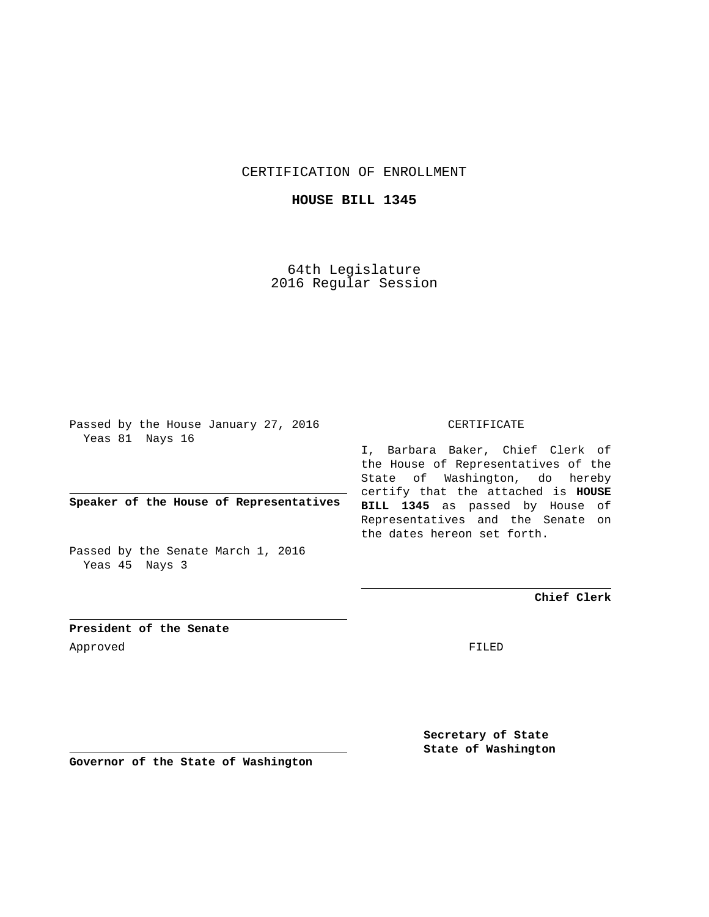CERTIFICATION OF ENROLLMENT

**HOUSE BILL 1345**

64th Legislature
2016 Regular Session

Passed by the House January 27, 2016
Yeas 81 Nays 16

**Speaker of the House of Representatives**

Passed by the Senate March 1, 2016
Yeas 45 Nays 3

**President of the Senate**

Approved

**Governor of the State of Washington**

CERTIFICATE

I, Barbara Baker, Chief Clerk of the House of Representatives of the State of Washington, do hereby certify that the attached is **HOUSE BILL 1345** as passed by House of Representatives and the Senate on the dates hereon set forth.

**Chief Clerk**

FILED

**Secretary of State**
**State of Washington**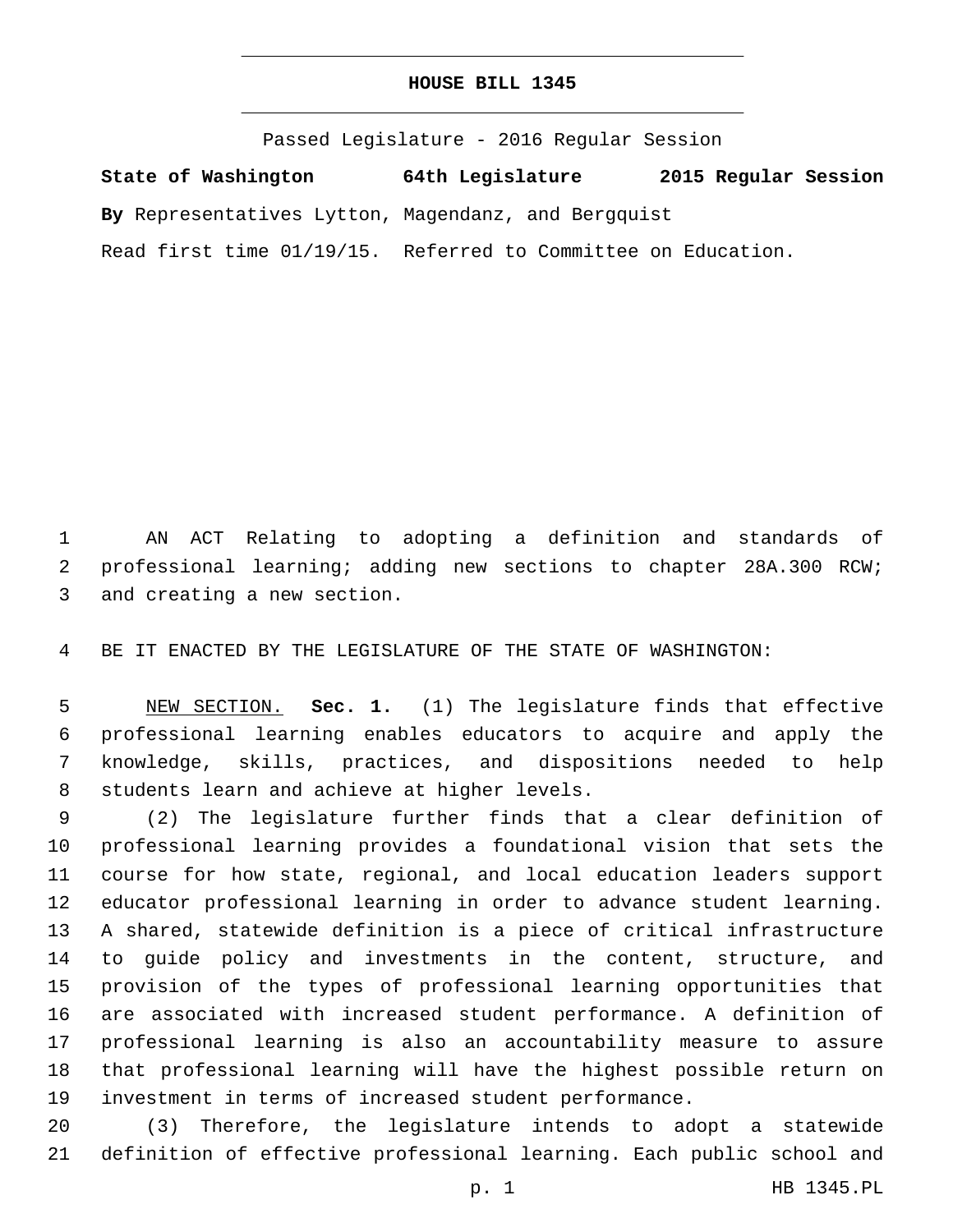# HOUSE BILL 1345

Passed Legislature - 2016 Regular Session

**State of Washington 64th Legislature 2015 Regular Session**

**By** Representatives Lytton, Magendanz, and Bergquist

Read first time 01/19/15. Referred to Committee on Education.

AN ACT Relating to adopting a definition and standards of professional learning; adding new sections to chapter 28A.300 RCW; and creating a new section.

BE IT ENACTED BY THE LEGISLATURE OF THE STATE OF WASHINGTON:

NEW SECTION. **Sec. 1.** (1) The legislature finds that effective professional learning enables educators to acquire and apply the knowledge, skills, practices, and dispositions needed to help students learn and achieve at higher levels.

(2) The legislature further finds that a clear definition of professional learning provides a foundational vision that sets the course for how state, regional, and local education leaders support educator professional learning in order to advance student learning. A shared, statewide definition is a piece of critical infrastructure to guide policy and investments in the content, structure, and provision of the types of professional learning opportunities that are associated with increased student performance. A definition of professional learning is also an accountability measure to assure that professional learning will have the highest possible return on investment in terms of increased student performance.

(3) Therefore, the legislature intends to adopt a statewide definition of effective professional learning. Each public school and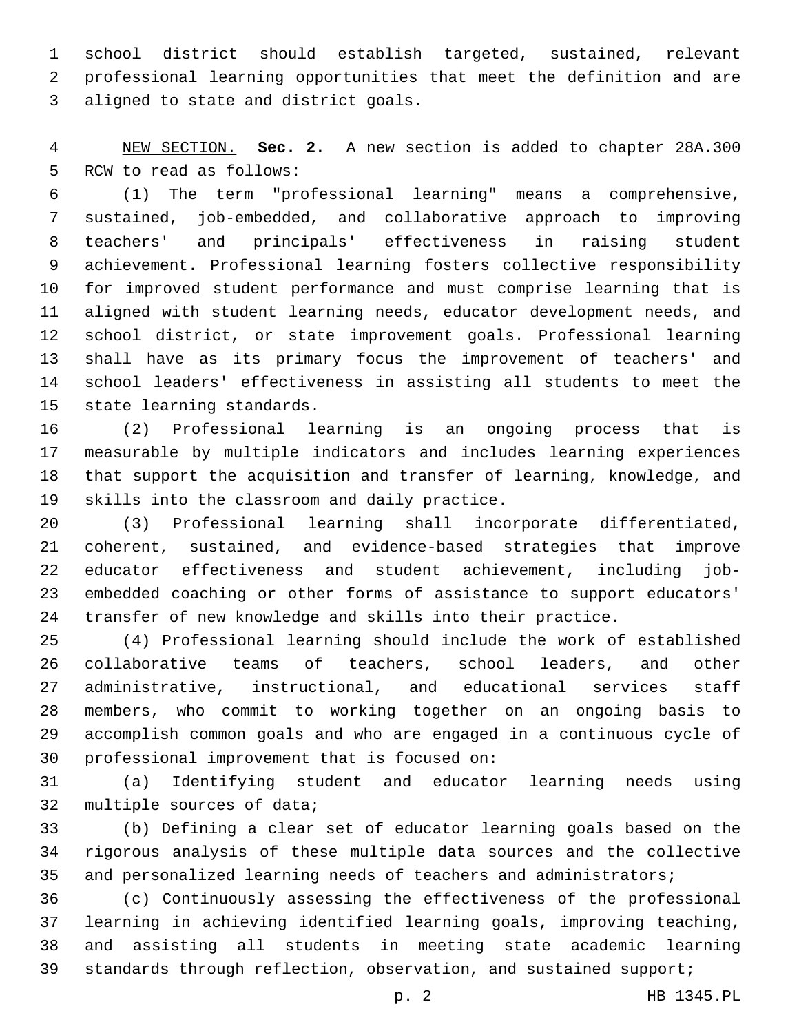school district should establish targeted, sustained, relevant professional learning opportunities that meet the definition and are aligned to state and district goals.

NEW SECTION. **Sec. 2.** A new section is added to chapter 28A.300 RCW to read as follows:

(1) The term "professional learning" means a comprehensive, sustained, job-embedded, and collaborative approach to improving teachers' and principals' effectiveness in raising student achievement. Professional learning fosters collective responsibility for improved student performance and must comprise learning that is aligned with student learning needs, educator development needs, and school district, or state improvement goals. Professional learning shall have as its primary focus the improvement of teachers' and school leaders' effectiveness in assisting all students to meet the state learning standards.

(2) Professional learning is an ongoing process that is measurable by multiple indicators and includes learning experiences that support the acquisition and transfer of learning, knowledge, and skills into the classroom and daily practice.

(3) Professional learning shall incorporate differentiated, coherent, sustained, and evidence-based strategies that improve educator effectiveness and student achievement, including job-embedded coaching or other forms of assistance to support educators' transfer of new knowledge and skills into their practice.

(4) Professional learning should include the work of established collaborative teams of teachers, school leaders, and other administrative, instructional, and educational services staff members, who commit to working together on an ongoing basis to accomplish common goals and who are engaged in a continuous cycle of professional improvement that is focused on:

(a) Identifying student and educator learning needs using multiple sources of data;

(b) Defining a clear set of educator learning goals based on the rigorous analysis of these multiple data sources and the collective and personalized learning needs of teachers and administrators;

(c) Continuously assessing the effectiveness of the professional learning in achieving identified learning goals, improving teaching, and assisting all students in meeting state academic learning standards through reflection, observation, and sustained support;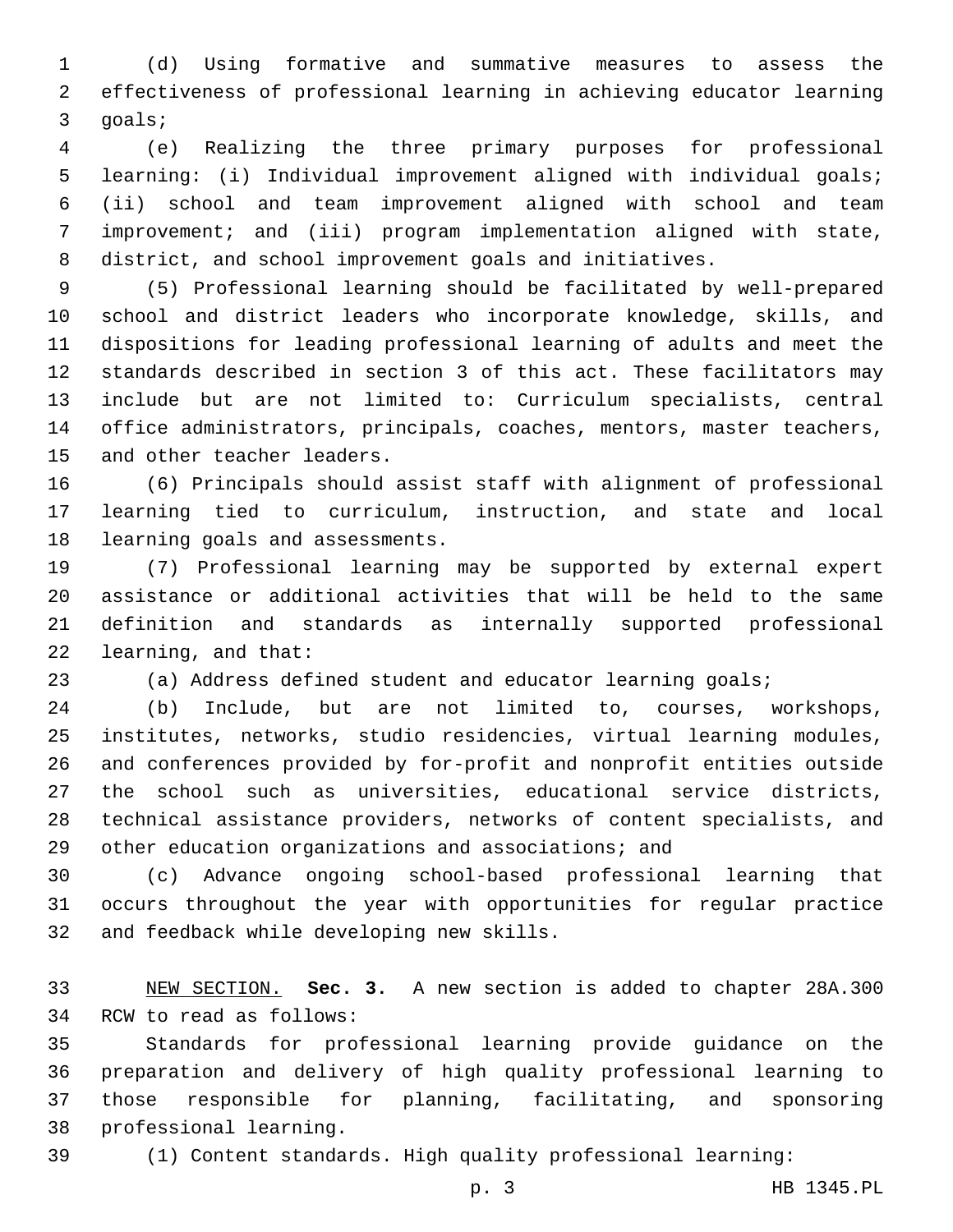(d) Using formative and summative measures to assess the effectiveness of professional learning in achieving educator learning goals;

(e) Realizing the three primary purposes for professional learning: (i) Individual improvement aligned with individual goals; (ii) school and team improvement aligned with school and team improvement; and (iii) program implementation aligned with state, district, and school improvement goals and initiatives.

(5) Professional learning should be facilitated by well-prepared school and district leaders who incorporate knowledge, skills, and dispositions for leading professional learning of adults and meet the standards described in section 3 of this act. These facilitators may include but are not limited to: Curriculum specialists, central office administrators, principals, coaches, mentors, master teachers, and other teacher leaders.

(6) Principals should assist staff with alignment of professional learning tied to curriculum, instruction, and state and local learning goals and assessments.

(7) Professional learning may be supported by external expert assistance or additional activities that will be held to the same definition and standards as internally supported professional learning, and that:

(a) Address defined student and educator learning goals;

(b) Include, but are not limited to, courses, workshops, institutes, networks, studio residencies, virtual learning modules, and conferences provided by for-profit and nonprofit entities outside the school such as universities, educational service districts, technical assistance providers, networks of content specialists, and other education organizations and associations; and

(c) Advance ongoing school-based professional learning that occurs throughout the year with opportunities for regular practice and feedback while developing new skills.

NEW SECTION. **Sec. 3.** A new section is added to chapter 28A.300 RCW to read as follows:

Standards for professional learning provide guidance on the preparation and delivery of high quality professional learning to those responsible for planning, facilitating, and sponsoring professional learning.

(1) Content standards. High quality professional learning: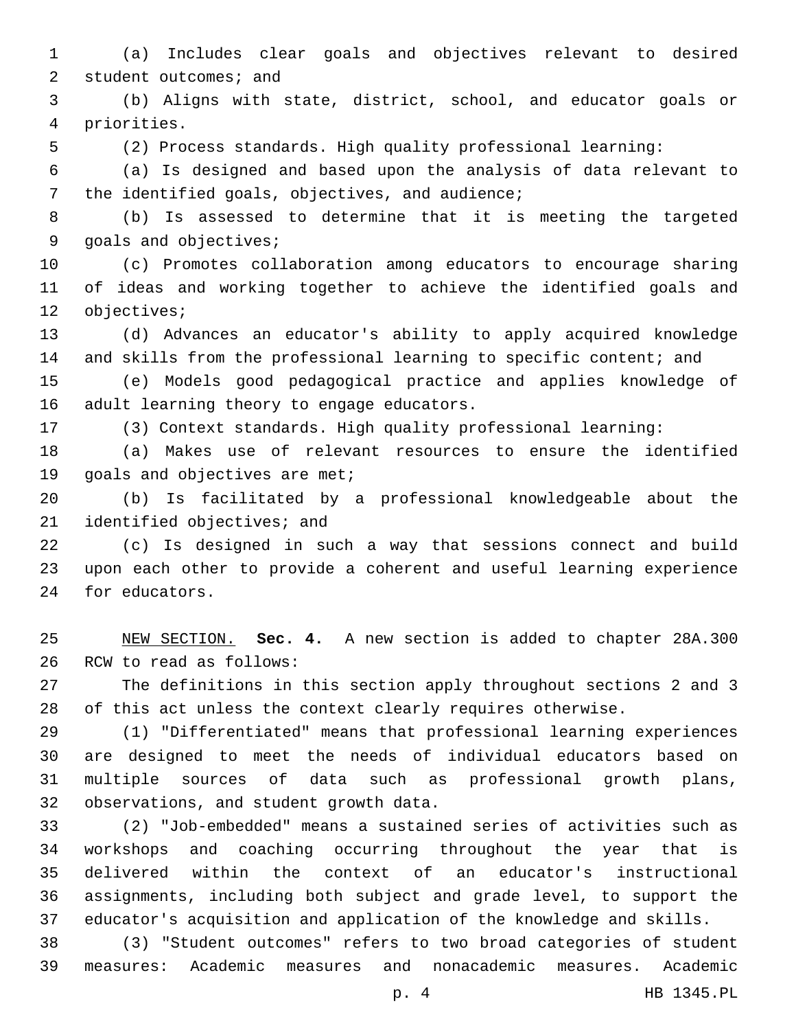(a) Includes clear goals and objectives relevant to desired student outcomes; and

(b) Aligns with state, district, school, and educator goals or priorities.

(2) Process standards. High quality professional learning:

(a) Is designed and based upon the analysis of data relevant to the identified goals, objectives, and audience;

(b) Is assessed to determine that it is meeting the targeted goals and objectives;

(c) Promotes collaboration among educators to encourage sharing of ideas and working together to achieve the identified goals and objectives;

(d) Advances an educator's ability to apply acquired knowledge and skills from the professional learning to specific content; and

(e) Models good pedagogical practice and applies knowledge of adult learning theory to engage educators.

(3) Context standards. High quality professional learning:

(a) Makes use of relevant resources to ensure the identified goals and objectives are met;

(b) Is facilitated by a professional knowledgeable about the identified objectives; and

(c) Is designed in such a way that sessions connect and build upon each other to provide a coherent and useful learning experience for educators.

NEW SECTION. **Sec. 4.** A new section is added to chapter 28A.300 RCW to read as follows:

The definitions in this section apply throughout sections 2 and 3 of this act unless the context clearly requires otherwise.

(1) "Differentiated" means that professional learning experiences are designed to meet the needs of individual educators based on multiple sources of data such as professional growth plans, observations, and student growth data.

(2) "Job-embedded" means a sustained series of activities such as workshops and coaching occurring throughout the year that is delivered within the context of an educator's instructional assignments, including both subject and grade level, to support the educator's acquisition and application of the knowledge and skills.

(3) "Student outcomes" refers to two broad categories of student measures: Academic measures and nonacademic measures. Academic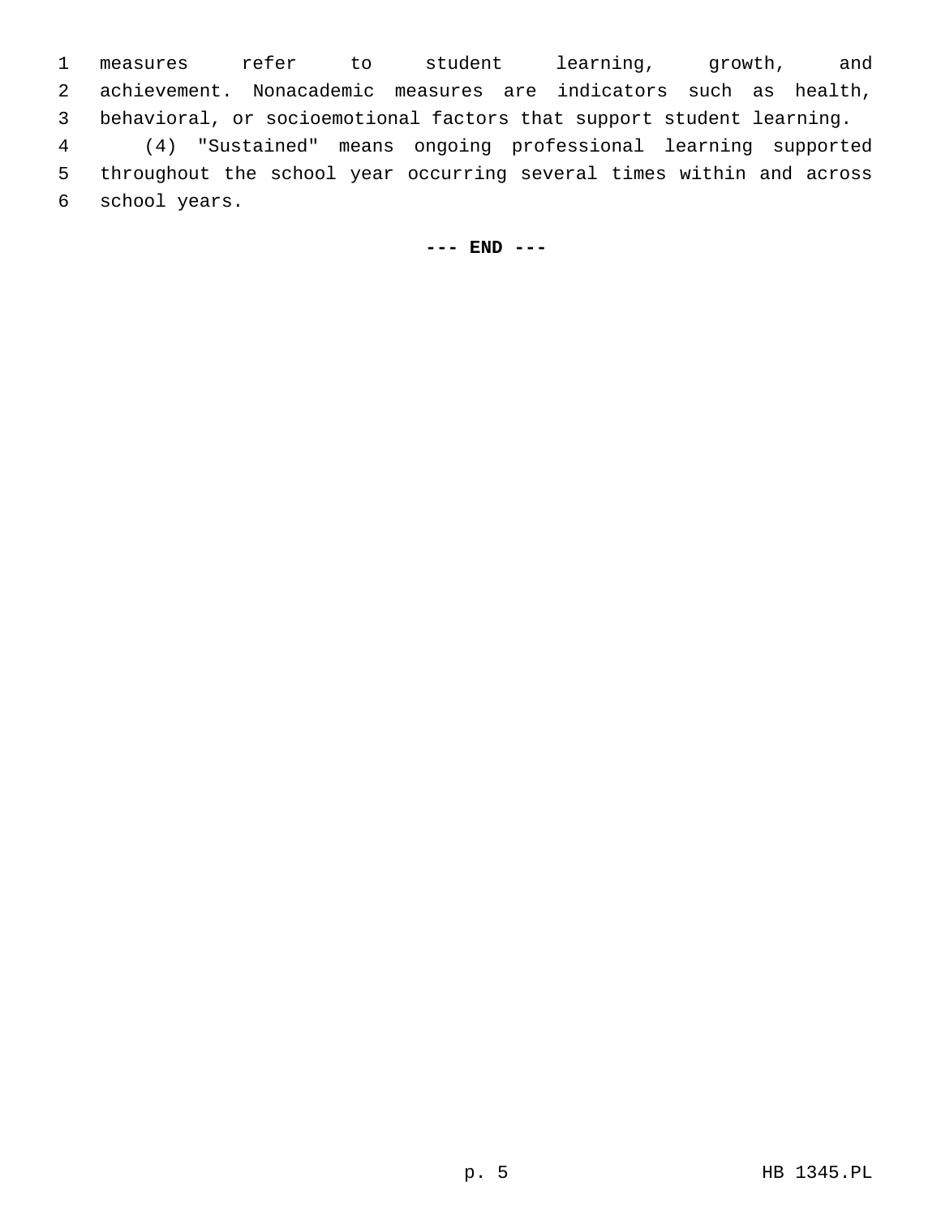measures refer to student learning, growth, and achievement. Nonacademic measures are indicators such as health, behavioral, or socioemotional factors that support student learning.

(4) "Sustained" means ongoing professional learning supported throughout the school year occurring several times within and across school years.

**--- END ---**